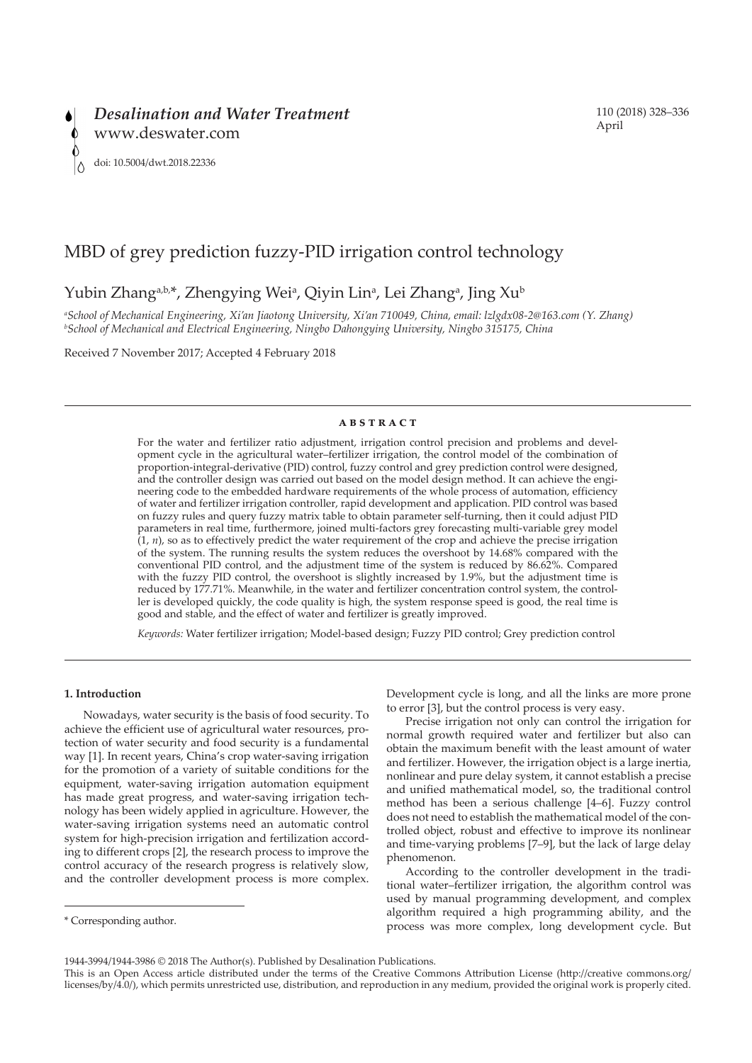*Desalination and Water Treatment*
www.deswater.com

doi: 10.5004/dwt.2018.22336

# MBD of grey prediction fuzzy-PID irrigation control technology

Yubin Zhang[a,b,*], Zhengying Wei[a], Qiyin Lin[a], Lei Zhang[a], Jing Xu[b]

[a]*School of Mechanical Engineering, Xi'an Jiaotong University, Xi'an 710049, China, email: lzlgdx08-2@163.com (Y. Zhang)*
[b]*School of Mechanical and Electrical Engineering, Ningbo Dahongying University, Ningbo 315175, China*

Received 7 November 2017; Accepted 4 February 2018

## ABSTRACT

For the water and fertilizer ratio adjustment, irrigation control precision and problems and development cycle in the agricultural water–fertilizer irrigation, the control model of the combination of proportion-integral-derivative (PID) control, fuzzy control and grey prediction control were designed, and the controller design was carried out based on the model design method. It can achieve the engineering code to the embedded hardware requirements of the whole process of automation, efficiency of water and fertilizer irrigation controller, rapid development and application. PID control was based on fuzzy rules and query fuzzy matrix table to obtain parameter self-turning, then it could adjust PID parameters in real time, furthermore, joined multi-factors grey forecasting multi-variable grey model (1, *n*), so as to effectively predict the water requirement of the crop and achieve the precise irrigation of the system. The running results the system reduces the overshoot by 14.68% compared with the conventional PID control, and the adjustment time of the system is reduced by 86.62%. Compared with the fuzzy PID control, the overshoot is slightly increased by 1.9%, but the adjustment time is reduced by 177.71%. Meanwhile, in the water and fertilizer concentration control system, the controller is developed quickly, the code quality is high, the system response speed is good, the real time is good and stable, and the effect of water and fertilizer is greatly improved.

*Keywords:* Water fertilizer irrigation; Model-based design; Fuzzy PID control; Grey prediction control

## 1. Introduction

Nowadays, water security is the basis of food security. To achieve the efficient use of agricultural water resources, protection of water security and food security is a fundamental way [1]. In recent years, China's crop water-saving irrigation for the promotion of a variety of suitable conditions for the equipment, water-saving irrigation automation equipment has made great progress, and water-saving irrigation technology has been widely applied in agriculture. However, the water-saving irrigation systems need an automatic control system for high-precision irrigation and fertilization according to different crops [2], the research process to improve the control accuracy of the research progress is relatively slow, and the controller development process is more complex. Development cycle is long, and all the links are more prone to error [3], but the control process is very easy.

Precise irrigation not only can control the irrigation for normal growth required water and fertilizer but also can obtain the maximum benefit with the least amount of water and fertilizer. However, the irrigation object is a large inertia, nonlinear and pure delay system, it cannot establish a precise and unified mathematical model, so, the traditional control method has been a serious challenge [4–6]. Fuzzy control does not need to establish the mathematical model of the controlled object, robust and effective to improve its nonlinear and time-varying problems [7–9], but the lack of large delay phenomenon.

According to the controller development in the traditional water–fertilizer irrigation, the algorithm control was used by manual programming development, and complex algorithm required a high programming ability, and the process was more complex, long development cycle. But

\* Corresponding author.

1944-3994/1944-3986 © 2018 The Author(s). Published by Desalination Publications.
This is an Open Access article distributed under the terms of the Creative Commons Attribution License (http://creative commons.org/licenses/by/4.0/), which permits unrestricted use, distribution, and reproduction in any medium, provided the original work is properly cited.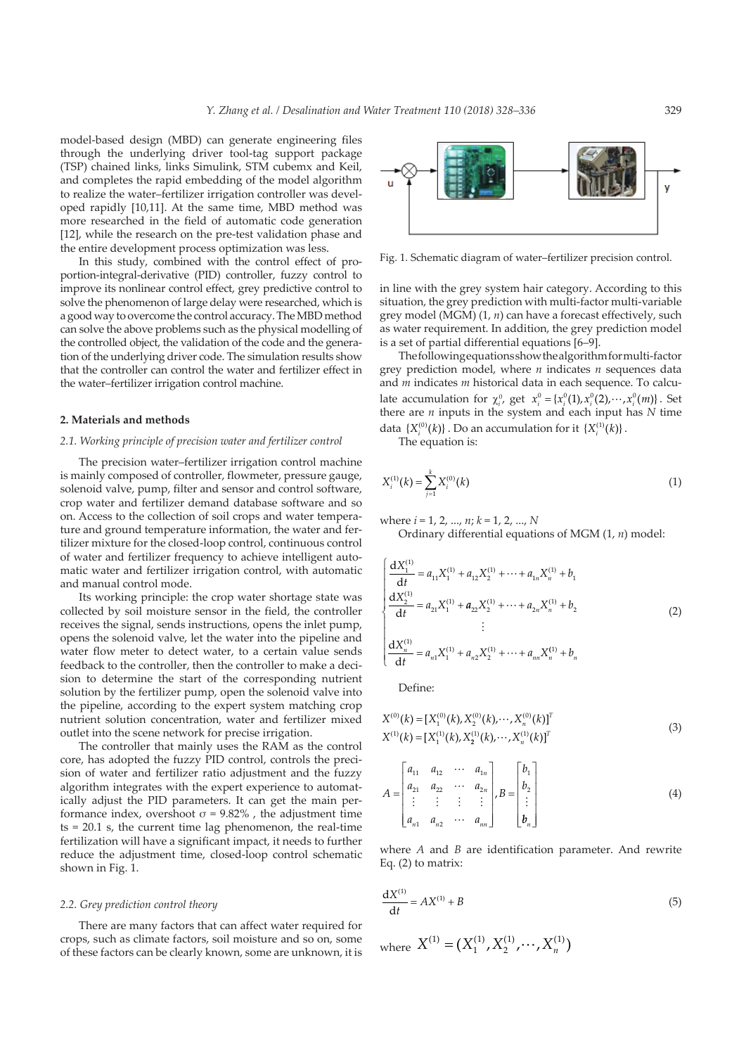model-based design (MBD) can generate engineering files through the underlying driver tool-tag support package (TSP) chained links, links Simulink, STM cubemx and Keil, and completes the rapid embedding of the model algorithm to realize the water–fertilizer irrigation controller was developed rapidly [10,11]. At the same time, MBD method was more researched in the field of automatic code generation [12], while the research on the pre-test validation phase and the entire development process optimization was less.

In this study, combined with the control effect of proportion-integral-derivative (PID) controller, fuzzy control to improve its nonlinear control effect, grey predictive control to solve the phenomenon of large delay were researched, which is a good way to overcome the control accuracy. The MBD method can solve the above problems such as the physical modelling of the controlled object, the validation of the code and the generation of the underlying driver code. The simulation results show that the controller can control the water and fertilizer effect in the water–fertilizer irrigation control machine.

## 2. Materials and methods

### 2.1. Working principle of precision water and fertilizer control

The precision water–fertilizer irrigation control machine is mainly composed of controller, flowmeter, pressure gauge, solenoid valve, pump, filter and sensor and control software, crop water and fertilizer demand database software and so on. Access to the collection of soil crops and water temperature and ground temperature information, the water and fertilizer mixture for the closed-loop control, continuous control of water and fertilizer frequency to achieve intelligent automatic water and fertilizer irrigation control, with automatic and manual control mode.

Its working principle: the crop water shortage state was collected by soil moisture sensor in the field, the controller receives the signal, sends instructions, opens the inlet pump, opens the solenoid valve, let the water into the pipeline and water flow meter to detect water, to a certain value sends feedback to the controller, then the controller to make a decision to determine the start of the corresponding nutrient solution by the fertilizer pump, open the solenoid valve into the pipeline, according to the expert system matching crop nutrient solution concentration, water and fertilizer mixed outlet into the scene network for precise irrigation.

The controller that mainly uses the RAM as the control core, has adopted the fuzzy PID control, controls the precision of water and fertilizer ratio adjustment and the fuzzy algorithm integrates with the expert experience to automatically adjust the PID parameters. It can get the main performance index, overshoot $\sigma$ = 9.82% , the adjustment time ts = 20.1 s, the current time lag phenomenon, the real-time fertilization will have a significant impact, it needs to further reduce the adjustment time, closed-loop control schematic shown in Fig. 1.

Fig. 1. Schematic diagram of water–fertilizer precision control.

### 2.2. Grey prediction control theory

There are many factors that can affect water required for crops, such as climate factors, soil moisture and so on, some of these factors can be clearly known, some are unknown, it is in line with the grey system hair category. According to this situation, the grey prediction with multi-factor multi-variable grey model (MGM) (1, $n$) can have a forecast effectively, such as water requirement. In addition, the grey prediction model is a set of partial differential equations [6–9].

The following equations show the algorithm for multi-factor grey prediction model, where $n$ indicates $n$ sequences data and $m$ indicates $m$ historical data in each sequence. To calculate accumulation for $\chi_i^0$, get $x_i^0 = \{x_i^0(1), x_i^0(2), \cdots, x_i^0(m)\}$. Set there are $n$ inputs in the system and each input has $N$ time data $\{X_i^{(0)}(k)\}$. Do an accumulation for it $\{X_i^{(1)}(k)\}$.

The equation is:

$$X_i^{(1)}(k) = \sum_{j=1}^{k} X_i^{(0)}(k) \tag{1}$$

where $i = 1, 2, ..., n$; $k = 1, 2, ..., N$

Ordinary differential equations of MGM (1, $n$) model:

$$\begin{cases} \dfrac{dX_1^{(1)}}{dt} = a_{11}X_1^{(1)} + a_{12}X_2^{(1)} + \cdots + a_{1n}X_n^{(1)} + b_1 \\ \dfrac{dX_2^{(1)}}{dt} = a_{21}X_1^{(1)} + a_{22}X_2^{(1)} + \cdots + a_{2n}X_n^{(1)} + b_2 \\ \qquad \vdots \\ \dfrac{dX_n^{(1)}}{dt} = a_{n1}X_1^{(1)} + a_{n2}X_2^{(1)} + \cdots + a_{nn}X_n^{(1)} + b_n \end{cases} \tag{2}$$

Define:

$$\begin{aligned} X^{(0)}(k) &= [X_1^{(0)}(k), X_2^{(0)}(k), \cdots, X_n^{(0)}(k)]^T \\ X^{(1)}(k) &= [X_1^{(1)}(k), X_2^{(1)}(k), \cdots, X_n^{(1)}(k)]^T \end{aligned} \tag{3}$$

$$A = \begin{bmatrix} a_{11} & a_{12} & \cdots & a_{1n} \\ a_{21} & a_{22} & \cdots & a_{2n} \\ \vdots & \vdots & \vdots & \vdots \\ a_{n1} & a_{n2} & \cdots & a_{nn} \end{bmatrix}, B = \begin{bmatrix} b_1 \\ b_2 \\ \vdots \\ b_n \end{bmatrix} \tag{4}$$

where $A$ and $B$ are identification parameter. And rewrite Eq. (2) to matrix:

$$\frac{dX^{(1)}}{dt} = AX^{(1)} + B \tag{5}$$

where $X^{(1)} = (X_1^{(1)}, X_2^{(1)}, \cdots, X_n^{(1)})$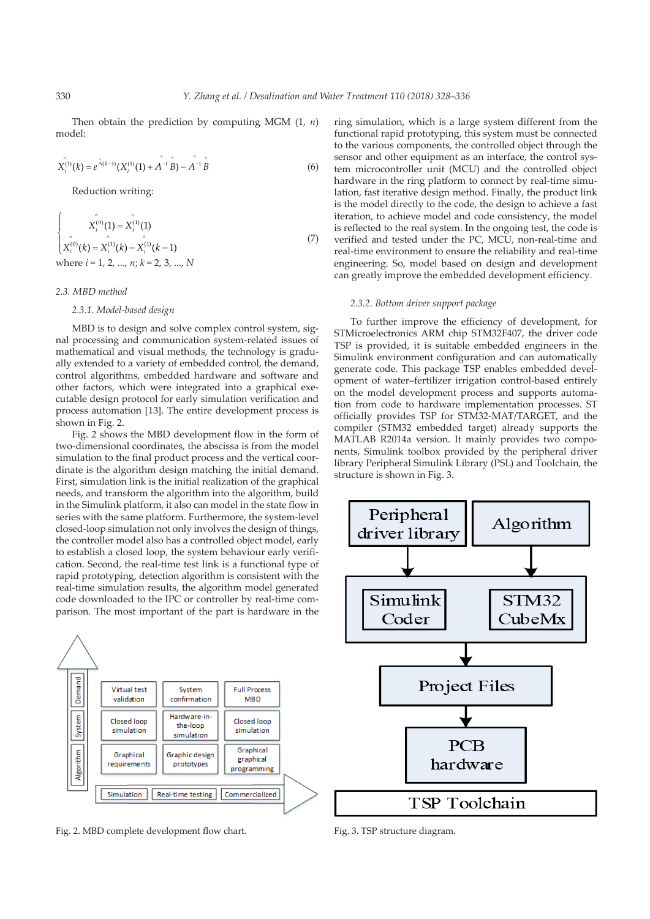Then obtain the prediction by computing MGM (1, $n$) model:

$$\hat{X}_i^{(1)}(k) = e^{\hat{A}(k-1)}(X_i^{(1)}(1) + \hat{A}^{-1}\hat{B}) - \hat{A}^{-1}\hat{B} \quad (6)$$

Reduction writing:

$$\begin{cases} \hat{X}_i^{(0)}(1) = \hat{X}_i^{(1)}(1) \\ \hat{X}_i^{(0)}(k) = \hat{X}_i^{(1)}(k) - \hat{X}_i^{(1)}(k-1) \end{cases} \quad (7)$$

where $i = 1, 2, ..., n$; $k = 2, 3, ..., N$

### 2.3. MBD method

#### 2.3.1. Model-based design

MBD is to design and solve complex control system, signal processing and communication system-related issues of mathematical and visual methods, the technology is gradually extended to a variety of embedded control, the demand, control algorithms, embedded hardware and software and other factors, which were integrated into a graphical executable design protocol for early simulation verification and process automation [13]. The entire development process is shown in Fig. 2.

Fig. 2 shows the MBD development flow in the form of two-dimensional coordinates, the abscissa is from the model simulation to the final product process and the vertical coordinate is the algorithm design matching the initial demand. First, simulation link is the initial realization of the graphical needs, and transform the algorithm into the algorithm, build in the Simulink platform, it also can model in the state flow in series with the same platform. Furthermore, the system-level closed-loop simulation not only involves the design of things, the controller model also has a controlled object model, early to establish a closed loop, the system behaviour early verification. Second, the real-time test link is a functional type of rapid prototyping, detection algorithm is consistent with the real-time simulation results, the algorithm model generated code downloaded to the IPC or controller by real-time comparison. The most important of the part is hardware in the ring simulation, which is a large system different from the functional rapid prototyping, this system must be connected to the various components, the controlled object through the sensor and other equipment as an interface, the control system microcontroller unit (MCU) and the controlled object hardware in the ring platform to connect by real-time simulation, fast iterative design method. Finally, the product link is the model directly to the code, the design to achieve a fast iteration, to achieve model and code consistency, the model is reflected to the real system. In the ongoing test, the code is verified and tested under the PC, MCU, non-real-time and real-time environment to ensure the reliability and real-time engineering. So, model based on design and development can greatly improve the embedded development efficiency.

| | Simulation | Real-time testing | Commercialized |
|---|---|---|---|
| Demand | Virtual test validation | System confirmation | Full Process MBD |
| System | Closed loop simulation | Hardware-in-the-loop simulation | Closed loop simulation |
| Algorithm | Graphical requirements | Graphic design prototypes | Graphical graphical programming |

Fig. 2. MBD complete development flow chart.

#### 2.3.2. Bottom driver support package

To further improve the efficiency of development, for STMicroelectronics ARM chip STM32F407, the driver code TSP is provided, it is suitable embedded engineers in the Simulink environment configuration and can automatically generate code. This package TSP enables embedded development of water–fertilizer irrigation control-based entirely on the model development process and supports automation from code to hardware implementation processes. ST officially provides TSP for STM32-MAT/TARGET, and the compiler (STM32 embedded target) already supports the MATLAB R2014a version. It mainly provides two components, Simulink toolbox provided by the peripheral driver library Peripheral Simulink Library (PSL) and Toolchain, the structure is shown in Fig. 3.

Peripheral driver library → Simulink Coder; Algorithm → STM32 CubeMx; → Project Files → PCB hardware; TSP Toolchain

Fig. 3. TSP structure diagram.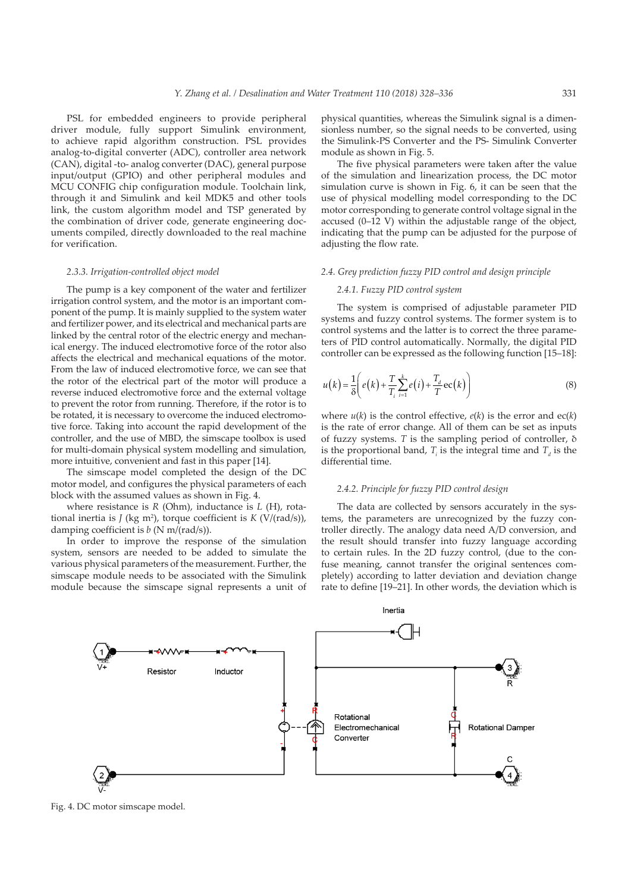PSL for embedded engineers to provide peripheral driver module, fully support Simulink environment, to achieve rapid algorithm construction. PSL provides analog-to-digital converter (ADC), controller area network (CAN), digital -to- analog converter (DAC), general purpose input/output (GPIO) and other peripheral modules and MCU CONFIG chip configuration module. Toolchain link, through it and Simulink and keil MDK5 and other tools link, the custom algorithm model and TSP generated by the combination of driver code, generate engineering documents compiled, directly downloaded to the real machine for verification.

#### 2.3.3. Irrigation-controlled object model

The pump is a key component of the water and fertilizer irrigation control system, and the motor is an important component of the pump. It is mainly supplied to the system water and fertilizer power, and its electrical and mechanical parts are linked by the central rotor of the electric energy and mechanical energy. The induced electromotive force of the rotor also affects the electrical and mechanical equations of the motor. From the law of induced electromotive force, we can see that the rotor of the electrical part of the motor will produce a reverse induced electromotive force and the external voltage to prevent the rotor from running. Therefore, if the rotor is to be rotated, it is necessary to overcome the induced electromotive force. Taking into account the rapid development of the controller, and the use of MBD, the simscape toolbox is used for multi-domain physical system modelling and simulation, more intuitive, convenient and fast in this paper [14].

The simscape model completed the design of the DC motor model, and configures the physical parameters of each block with the assumed values as shown in Fig. 4.

where resistance is $R$ (Ohm), inductance is $L$ (H), rotational inertia is $J$ (kg m$^2$), torque coefficient is $K$ (V/(rad/s)), damping coefficient is $b$ (N m/(rad/s)).

In order to improve the response of the simulation system, sensors are needed to be added to simulate the various physical parameters of the measurement. Further, the simscape module needs to be associated with the Simulink module because the simscape signal represents a unit of physical quantities, whereas the Simulink signal is a dimensionless number, so the signal needs to be converted, using the Simulink-PS Converter and the PS- Simulink Converter module as shown in Fig. 5.

The five physical parameters were taken after the value of the simulation and linearization process, the DC motor simulation curve is shown in Fig. 6, it can be seen that the use of physical modelling model corresponding to the DC motor corresponding to generate control voltage signal in the accused (0–12 V) within the adjustable range of the object, indicating that the pump can be adjusted for the purpose of adjusting the flow rate.

### 2.4. Grey prediction fuzzy PID control and design principle

#### 2.4.1. Fuzzy PID control system

The system is comprised of adjustable parameter PID systems and fuzzy control systems. The former system is to control systems and the latter is to correct the three parameters of PID control automatically. Normally, the digital PID controller can be expressed as the following function [15–18]:

$$u(k) = \frac{1}{\delta}\left( e(k) + \frac{T}{T_i}\sum_{i=1}^{k} e(i) + \frac{T_d}{T}\mathrm{ec}(k) \right) \tag{8}$$

where $u(k)$ is the control effective, $e(k)$ is the error and ec($k$) is the rate of error change. All of them can be set as inputs of fuzzy systems. $T$ is the sampling period of controller, δ is the proportional band, $T_i$ is the integral time and $T_d$ is the differential time.

#### 2.4.2. Principle for fuzzy PID control design

The data are collected by sensors accurately in the systems, the parameters are unrecognized by the fuzzy controller directly. The analogy data need A/D conversion, and the result should transfer into fuzzy language according to certain rules. In the 2D fuzzy control, (due to the confuse meaning, cannot transfer the original sentences completely) according to latter deviation and deviation change rate to define [19–21]. In other words, the deviation which is

Fig. 4. DC motor simscape model.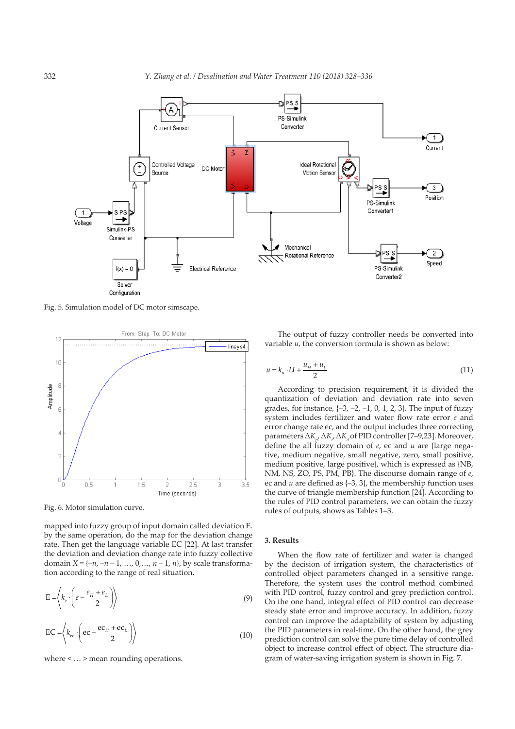Fig. 5. Simulation model of DC motor simscape.

Fig. 6. Motor simulation curve.

mapped into fuzzy group of input domain called deviation E. by the same operation, do the map for the deviation change rate. Then get the language variable EC [22]. At last transfer the deviation and deviation change rate into fuzzy collective domain $X = \{-n, -n-1, \ldots, 0, \ldots, n-1, n\}$, by scale transformation according to the range of real situation.

$$\mathrm{E} = \left\langle k_e \cdot \left( e - \frac{e_H + e_L}{2} \right) \right\rangle \tag{9}$$

$$\mathrm{EC} = \left\langle k_{ec} \cdot \left( \mathrm{ec} - \frac{\mathrm{ec}_H + \mathrm{ec}_L}{2} \right) \right\rangle \tag{10}$$

where < … > mean rounding operations.

The output of fuzzy controller needs be converted into variable $u$, the conversion formula is shown as below:

$$u = k_u \cdot U + \frac{u_H + u_L}{2} \tag{11}$$

According to precision requirement, it is divided the quantization of deviation and deviation rate into seven grades, for instance, {−3, −2, −1, 0, 1, 2, 3}. The input of fuzzy system includes fertilizer and water flow rate error $e$ and error change rate ec, and the output includes three correcting parameters $\Delta K_p$, $\Delta K_i$, $\Delta K_d$ of PID controller [7–9,23]. Moreover, define the all fuzzy domain of $e$, ec and $u$ are {large negative, medium negative, small negative, zero, small positive, medium positive, large positive}, which is expressed as {NB, NM, NS, ZO, PS, PM, PB}. The discourse domain range of $e$, ec and $u$ are defined as {−3, 3}, the membership function uses the curve of triangle membership function [24]. According to the rules of PID control parameters, we can obtain the fuzzy rules of outputs, shows as Tables 1–3.

## 3. Results

When the flow rate of fertilizer and water is changed by the decision of irrigation system, the characteristics of controlled object parameters changed in a sensitive range. Therefore, the system uses the control method combined with PID control, fuzzy control and grey prediction control. On the one hand, integral effect of PID control can decrease steady state error and improve accuracy. In addition, fuzzy control can improve the adaptability of system by adjusting the PID parameters in real-time. On the other hand, the grey prediction control can solve the pure time delay of controlled object to increase control effect of object. The structure diagram of water-saving irrigation system is shown in Fig. 7.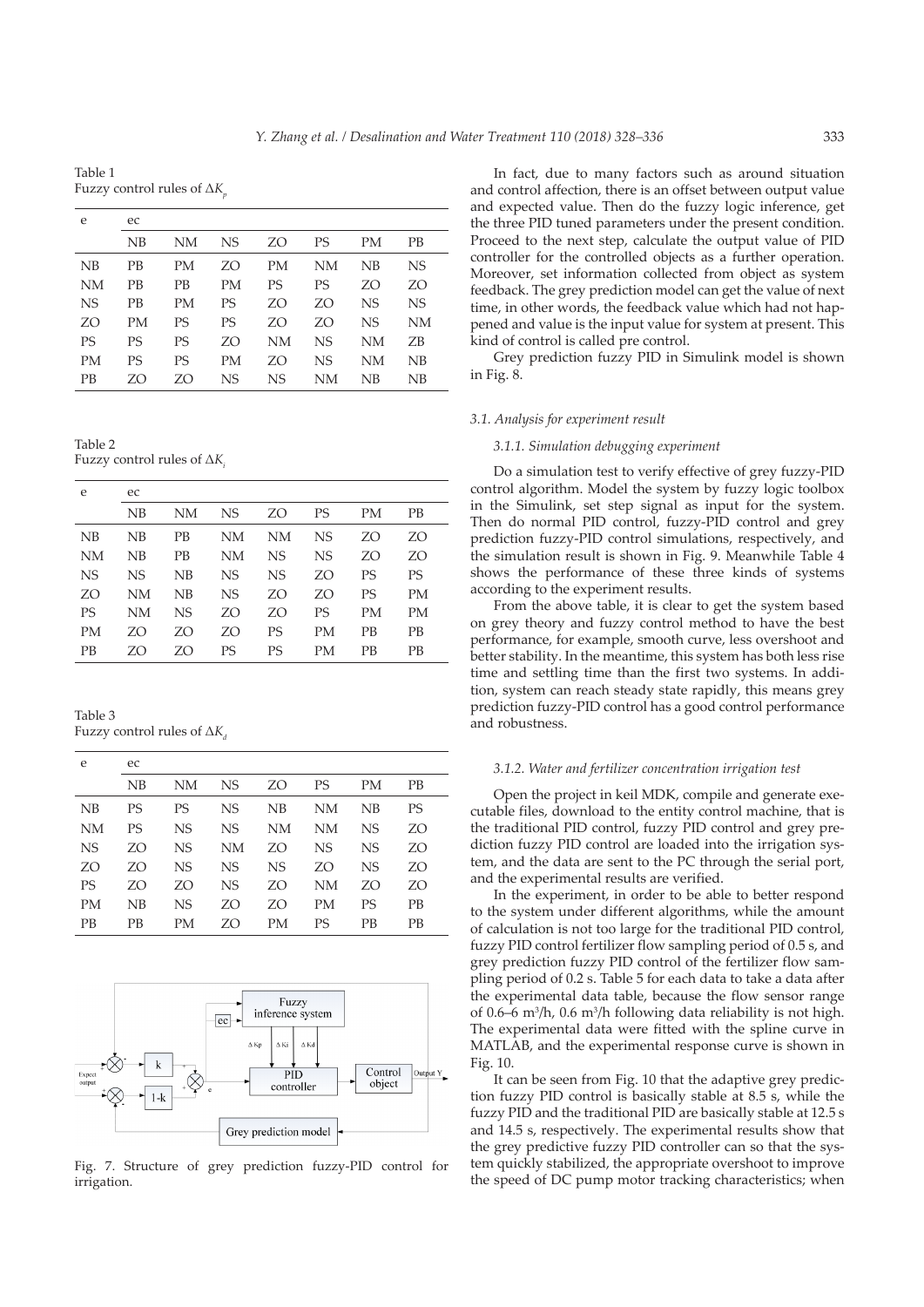Table 1
Fuzzy control rules of $\Delta K_p$

| e | ec | | | | | | |
|---|---|---|---|---|---|---|---|
| | NB | NM | NS | ZO | PS | PM | PB |
| NB | PB | PM | ZO | PM | NM | NB | NS |
| NM | PB | PB | PM | PS | PS | ZO | ZO |
| NS | PB | PM | PS | ZO | ZO | NS | NS |
| ZO | PM | PS | PS | ZO | ZO | NS | NM |
| PS | PS | PS | ZO | NM | NS | NM | ZB |
| PM | PS | PS | PM | ZO | NS | NM | NB |
| PB | ZO | ZO | NS | NS | NM | NB | NB |

Table 2
Fuzzy control rules of $\Delta K_i$

| e | ec | | | | | | |
|---|---|---|---|---|---|---|---|
| | NB | NM | NS | ZO | PS | PM | PB |
| NB | NB | PB | NM | NM | NS | ZO | ZO |
| NM | NB | PB | NM | NS | NS | ZO | ZO |
| NS | NS | NB | NS | NS | ZO | PS | PS |
| ZO | NM | NB | NS | ZO | ZO | PS | PM |
| PS | NM | NS | ZO | ZO | PS | PM | PM |
| PM | ZO | ZO | ZO | PS | PM | PB | PB |
| PB | ZO | ZO | PS | PS | PM | PB | PB |

Table 3
Fuzzy control rules of $\Delta K_d$

| e | ec | | | | | | |
|---|---|---|---|---|---|---|---|
| | NB | NM | NS | ZO | PS | PM | PB |
| NB | PS | PS | NS | NB | NM | NB | PS |
| NM | PS | NS | NS | NM | NM | NS | ZO |
| NS | ZO | NS | NM | ZO | NS | NS | ZO |
| ZO | ZO | NS | NS | NS | ZO | NS | ZO |
| PS | ZO | ZO | NS | ZO | NM | ZO | ZO |
| PM | NB | NS | ZO | ZO | PM | PS | PB |
| PB | PB | PM | ZO | PM | PS | PB | PB |

Fig. 7. Structure of grey prediction fuzzy-PID control for irrigation.

In fact, due to many factors such as around situation and control affection, there is an offset between output value and expected value. Then do the fuzzy logic inference, get the three PID tuned parameters under the present condition. Proceed to the next step, calculate the output value of PID controller for the controlled objects as a further operation. Moreover, set information collected from object as system feedback. The grey prediction model can get the value of next time, in other words, the feedback value which had not happened and value is the input value for system at present. This kind of control is called pre control.

Grey prediction fuzzy PID in Simulink model is shown in Fig. 8.

### 3.1. Analysis for experiment result

#### 3.1.1. Simulation debugging experiment

Do a simulation test to verify effective of grey fuzzy-PID control algorithm. Model the system by fuzzy logic toolbox in the Simulink, set step signal as input for the system. Then do normal PID control, fuzzy-PID control and grey prediction fuzzy-PID control simulations, respectively, and the simulation result is shown in Fig. 9. Meanwhile Table 4 shows the performance of these three kinds of systems according to the experiment results.

From the above table, it is clear to get the system based on grey theory and fuzzy control method to have the best performance, for example, smooth curve, less overshoot and better stability. In the meantime, this system has both less rise time and settling time than the first two systems. In addition, system can reach steady state rapidly, this means grey prediction fuzzy-PID control has a good control performance and robustness.

#### 3.1.2. Water and fertilizer concentration irrigation test

Open the project in keil MDK, compile and generate executable files, download to the entity control machine, that is the traditional PID control, fuzzy PID control and grey prediction fuzzy PID control are loaded into the irrigation system, and the data are sent to the PC through the serial port, and the experimental results are verified.

In the experiment, in order to be able to better respond to the system under different algorithms, while the amount of calculation is not too large for the traditional PID control, fuzzy PID control fertilizer flow sampling period of 0.5 s, and grey prediction fuzzy PID control of the fertilizer flow sampling period of 0.2 s. Table 5 for each data to take a data after the experimental data table, because the flow sensor range of 0.6–6 $m^3/h$, 0.6 $m^3/h$ following data reliability is not high. The experimental data were fitted with the spline curve in MATLAB, and the experimental response curve is shown in Fig. 10.

It can be seen from Fig. 10 that the adaptive grey prediction fuzzy PID control is basically stable at 8.5 s, while the fuzzy PID and the traditional PID are basically stable at 12.5 s and 14.5 s, respectively. The experimental results show that the grey predictive fuzzy PID controller can so that the system quickly stabilized, the appropriate overshoot to improve the speed of DC pump motor tracking characteristics; when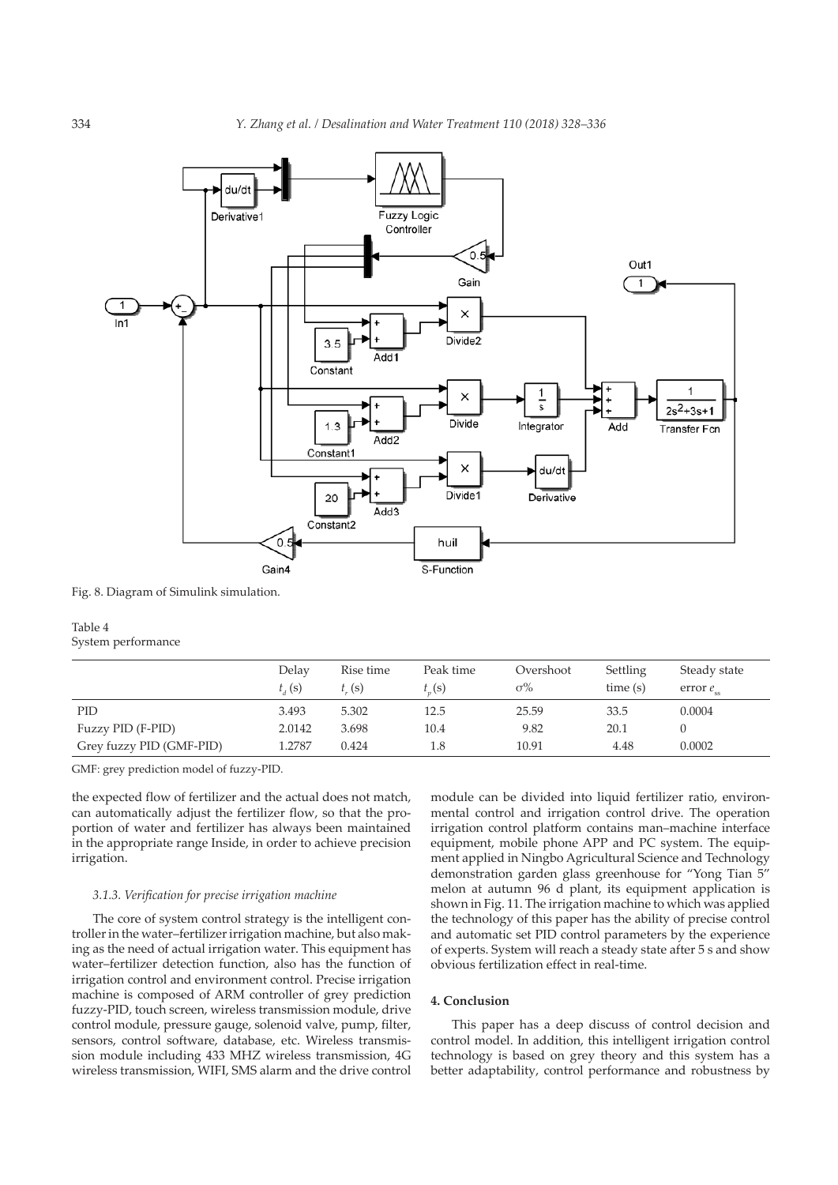Fig. 8. Diagram of Simulink simulation.

Table 4
System performance

| | Delay $t_d$ (s) | Rise time $t_r$ (s) | Peak time $t_p$(s) | Overshoot σ% | Settling time (s) | Steady state error $e_{ss}$ |
|---|---|---|---|---|---|---|
| PID | 3.493 | 5.302 | 12.5 | 25.59 | 33.5 | 0.0004 |
| Fuzzy PID (F-PID) | 2.0142 | 3.698 | 10.4 | 9.82 | 20.1 | 0 |
| Grey fuzzy PID (GMF-PID) | 1.2787 | 0.424 | 1.8 | 10.91 | 4.48 | 0.0002 |

GMF: grey prediction model of fuzzy-PID.

the expected flow of fertilizer and the actual does not match, can automatically adjust the fertilizer flow, so that the proportion of water and fertilizer has always been maintained in the appropriate range Inside, in order to achieve precision irrigation.

### 3.1.3. Verification for precise irrigation machine

The core of system control strategy is the intelligent controller in the water–fertilizer irrigation machine, but also making as the need of actual irrigation water. This equipment has water–fertilizer detection function, also has the function of irrigation control and environment control. Precise irrigation machine is composed of ARM controller of grey prediction fuzzy-PID, touch screen, wireless transmission module, drive control module, pressure gauge, solenoid valve, pump, filter, sensors, control software, database, etc. Wireless transmission module including 433 MHZ wireless transmission, 4G wireless transmission, WIFI, SMS alarm and the drive control module can be divided into liquid fertilizer ratio, environmental control and irrigation control drive. The operation irrigation control platform contains man–machine interface equipment, mobile phone APP and PC system. The equipment applied in Ningbo Agricultural Science and Technology demonstration garden glass greenhouse for "Yong Tian 5" melon at autumn 96 d plant, its equipment application is shown in Fig. 11. The irrigation machine to which was applied the technology of this paper has the ability of precise control and automatic set PID control parameters by the experience of experts. System will reach a steady state after 5 s and show obvious fertilization effect in real-time.

## 4. Conclusion

This paper has a deep discuss of control decision and control model. In addition, this intelligent irrigation control technology is based on grey theory and this system has a better adaptability, control performance and robustness by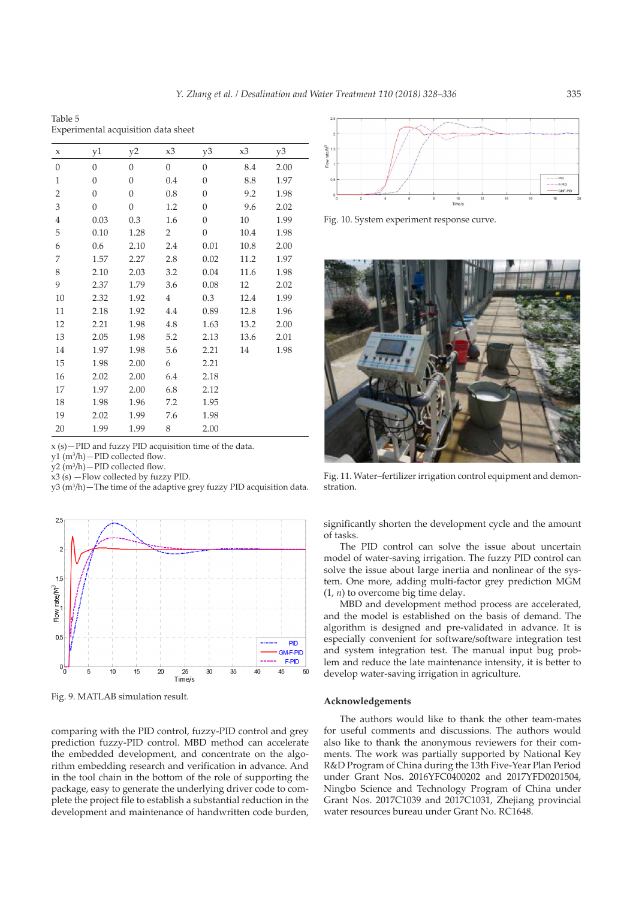Table 5
Experimental acquisition data sheet

| x | y1 | y2 | x3 | y3 | x3 | y3 |
|---|---|---|---|---|---|---|
| 0 | 0 | 0 | 0 | 0 | 8.4 | 2.00 |
| 1 | 0 | 0 | 0.4 | 0 | 8.8 | 1.97 |
| 2 | 0 | 0 | 0.8 | 0 | 9.2 | 1.98 |
| 3 | 0 | 0 | 1.2 | 0 | 9.6 | 2.02 |
| 4 | 0.03 | 0.3 | 1.6 | 0 | 10 | 1.99 |
| 5 | 0.10 | 1.28 | 2 | 0 | 10.4 | 1.98 |
| 6 | 0.6 | 2.10 | 2.4 | 0.01 | 10.8 | 2.00 |
| 7 | 1.57 | 2.27 | 2.8 | 0.02 | 11.2 | 1.97 |
| 8 | 2.10 | 2.03 | 3.2 | 0.04 | 11.6 | 1.98 |
| 9 | 2.37 | 1.79 | 3.6 | 0.08 | 12 | 2.02 |
| 10 | 2.32 | 1.92 | 4 | 0.3 | 12.4 | 1.99 |
| 11 | 2.18 | 1.92 | 4.4 | 0.89 | 12.8 | 1.96 |
| 12 | 2.21 | 1.98 | 4.8 | 1.63 | 13.2 | 2.00 |
| 13 | 2.05 | 1.98 | 5.2 | 2.13 | 13.6 | 2.01 |
| 14 | 1.97 | 1.98 | 5.6 | 2.21 | 14 | 1.98 |
| 15 | 1.98 | 2.00 | 6 | 2.21 | | |
| 16 | 2.02 | 2.00 | 6.4 | 2.18 | | |
| 17 | 1.97 | 2.00 | 6.8 | 2.12 | | |
| 18 | 1.98 | 1.96 | 7.2 | 1.95 | | |
| 19 | 2.02 | 1.99 | 7.6 | 1.98 | | |
| 20 | 1.99 | 1.99 | 8 | 2.00 | | |

x (s)—PID and fuzzy PID acquisition time of the data.
y1 ($m^3$/h)—PID collected flow.
y2 ($m^3$/h)—PID collected flow.
x3 (s) —Flow collected by fuzzy PID.
y3 ($m^3$/h)—The time of the adaptive grey fuzzy PID acquisition data.

Fig. 9. MATLAB simulation result.

comparing with the PID control, fuzzy-PID control and grey prediction fuzzy-PID control. MBD method can accelerate the embedded development, and concentrate on the algorithm embedding research and verification in advance. And in the tool chain in the bottom of the role of supporting the package, easy to generate the underlying driver code to complete the project file to establish a substantial reduction in the development and maintenance of handwritten code burden, significantly shorten the development cycle and the amount of tasks.

The PID control can solve the issue about uncertain model of water-saving irrigation. The fuzzy PID control can solve the issue about large inertia and nonlinear of the system. One more, adding multi-factor grey prediction MGM (1, *n*) to overcome big time delay.

MBD and development method process are accelerated, and the model is established on the basis of demand. The algorithm is designed and pre-validated in advance. It is especially convenient for software/software integration test and system integration test. The manual input bug problem and reduce the late maintenance intensity, it is better to develop water-saving irrigation in agriculture.

Fig. 10. System experiment response curve.

Fig. 11. Water–fertilizer irrigation control equipment and demonstration.

## Acknowledgements

The authors would like to thank the other team-mates for useful comments and discussions. The authors would also like to thank the anonymous reviewers for their comments. The work was partially supported by National Key R&D Program of China during the 13th Five-Year Plan Period under Grant Nos. 2016YFC0400202 and 2017YFD0201504, Ningbo Science and Technology Program of China under Grant Nos. 2017C1039 and 2017C1031, Zhejiang provincial water resources bureau under Grant No. RC1648.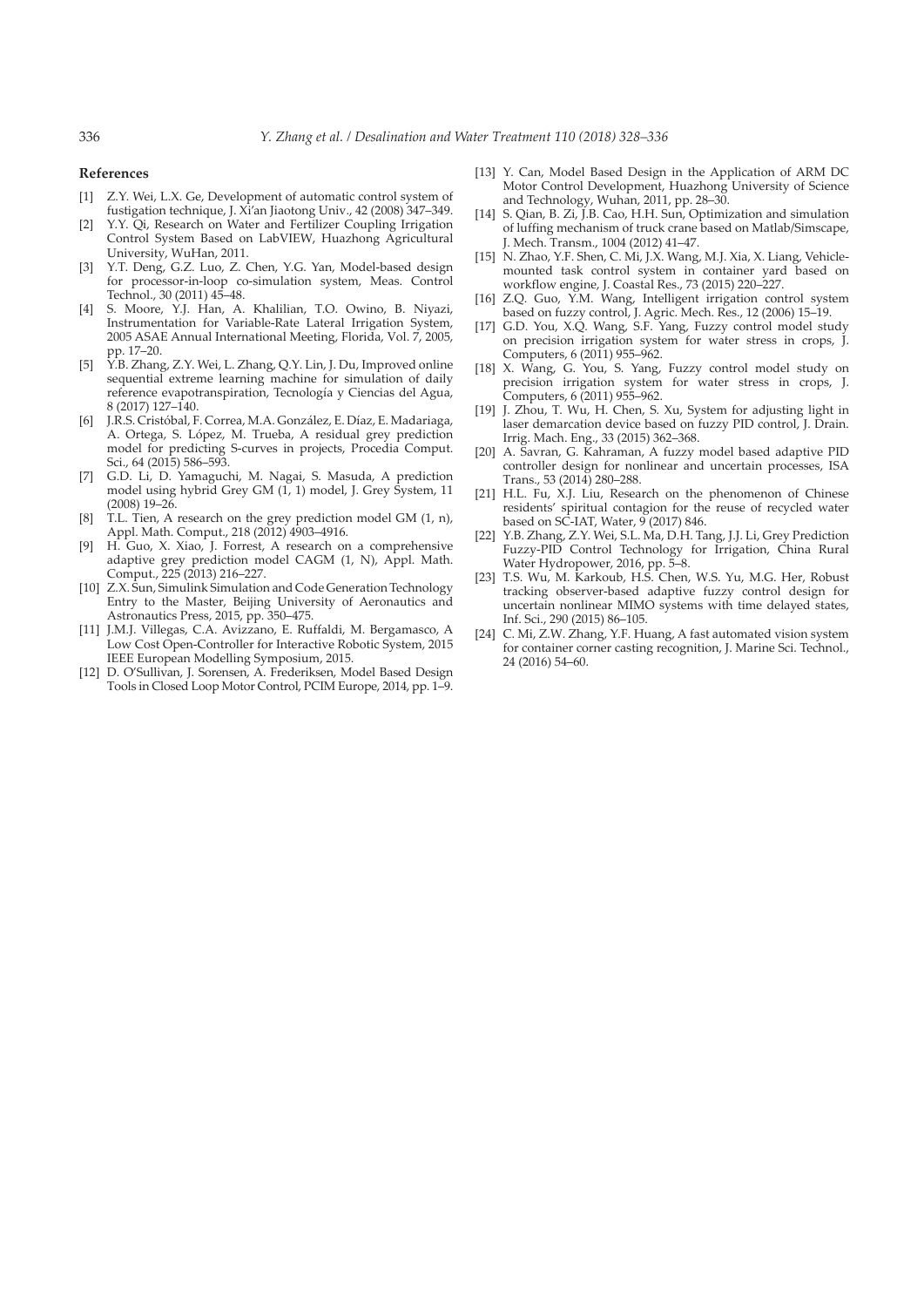## References

[1] Z.Y. Wei, L.X. Ge, Development of automatic control system of fustigation technique, J. Xi'an Jiaotong Univ., 42 (2008) 347–349.

[2] Y.Y. Qi, Research on Water and Fertilizer Coupling Irrigation Control System Based on LabVIEW, Huazhong Agricultural University, WuHan, 2011.

[3] Y.T. Deng, G.Z. Luo, Z. Chen, Y.G. Yan, Model-based design for processor-in-loop co-simulation system, Meas. Control Technol., 30 (2011) 45–48.

[4] S. Moore, Y.J. Han, A. Khalilian, T.O. Owino, B. Niyazi, Instrumentation for Variable-Rate Lateral Irrigation System, 2005 ASAE Annual International Meeting, Florida, Vol. 7, 2005, pp. 17–20.

[5] Y.B. Zhang, Z.Y. Wei, L. Zhang, Q.Y. Lin, J. Du, Improved online sequential extreme learning machine for simulation of daily reference evapotranspiration, Tecnología y Ciencias del Agua, 8 (2017) 127–140.

[6] J.R.S. Cristóbal, F. Correa, M.A. González, E. Díaz, E. Madariaga, A. Ortega, S. López, M. Trueba, A residual grey prediction model for predicting S-curves in projects, Procedia Comput. Sci., 64 (2015) 586–593.

[7] G.D. Li, D. Yamaguchi, M. Nagai, S. Masuda, A prediction model using hybrid Grey GM (1, 1) model, J. Grey System, 11 (2008) 19–26.

[8] T.L. Tien, A research on the grey prediction model GM (1, n), Appl. Math. Comput., 218 (2012) 4903–4916.

[9] H. Guo, X. Xiao, J. Forrest, A research on a comprehensive adaptive grey prediction model CAGM (1, N), Appl. Math. Comput., 225 (2013) 216–227.

[10] Z.X. Sun, Simulink Simulation and Code Generation Technology Entry to the Master, Beijing University of Aeronautics and Astronautics Press, 2015, pp. 350–475.

[11] J.M.J. Villegas, C.A. Avizzano, E. Ruffaldi, M. Bergamasco, A Low Cost Open-Controller for Interactive Robotic System, 2015 IEEE European Modelling Symposium, 2015.

[12] D. O'Sullivan, J. Sorensen, A. Frederiksen, Model Based Design Tools in Closed Loop Motor Control, PCIM Europe, 2014, pp. 1–9.

[13] Y. Can, Model Based Design in the Application of ARM DC Motor Control Development, Huazhong University of Science and Technology, Wuhan, 2011, pp. 28–30.

[14] S. Qian, B. Zi, J.B. Cao, H.H. Sun, Optimization and simulation of luffing mechanism of truck crane based on Matlab/Simscape, J. Mech. Transm., 1004 (2012) 41–47.

[15] N. Zhao, Y.F. Shen, C. Mi, J.X. Wang, M.J. Xia, X. Liang, Vehicle-mounted task control system in container yard based on workflow engine, J. Coastal Res., 73 (2015) 220–227.

[16] Z.Q. Guo, Y.M. Wang, Intelligent irrigation control system based on fuzzy control, J. Agric. Mech. Res., 12 (2006) 15–19.

[17] G.D. You, X.Q. Wang, S.F. Yang, Fuzzy control model study on precision irrigation system for water stress in crops, J. Computers, 6 (2011) 955–962.

[18] X. Wang, G. You, S. Yang, Fuzzy control model study on precision irrigation system for water stress in crops, J. Computers, 6 (2011) 955–962.

[19] J. Zhou, T. Wu, H. Chen, S. Xu, System for adjusting light in laser demarcation device based on fuzzy PID control, J. Drain. Irrig. Mach. Eng., 33 (2015) 362–368.

[20] A. Savran, G. Kahraman, A fuzzy model based adaptive PID controller design for nonlinear and uncertain processes, ISA Trans., 53 (2014) 280–288.

[21] H.L. Fu, X.J. Liu, Research on the phenomenon of Chinese residents' spiritual contagion for the reuse of recycled water based on SC-IAT, Water, 9 (2017) 846.

[22] Y.B. Zhang, Z.Y. Wei, S.L. Ma, D.H. Tang, J.J. Li, Grey Prediction Fuzzy-PID Control Technology for Irrigation, China Rural Water Hydropower, 2016, pp. 5–8.

[23] T.S. Wu, M. Karkoub, H.S. Chen, W.S. Yu, M.G. Her, Robust tracking observer-based adaptive fuzzy control design for uncertain nonlinear MIMO systems with time delayed states, Inf. Sci., 290 (2015) 86–105.

[24] C. Mi, Z.W. Zhang, Y.F. Huang, A fast automated vision system for container corner casting recognition, J. Marine Sci. Technol., 24 (2016) 54–60.